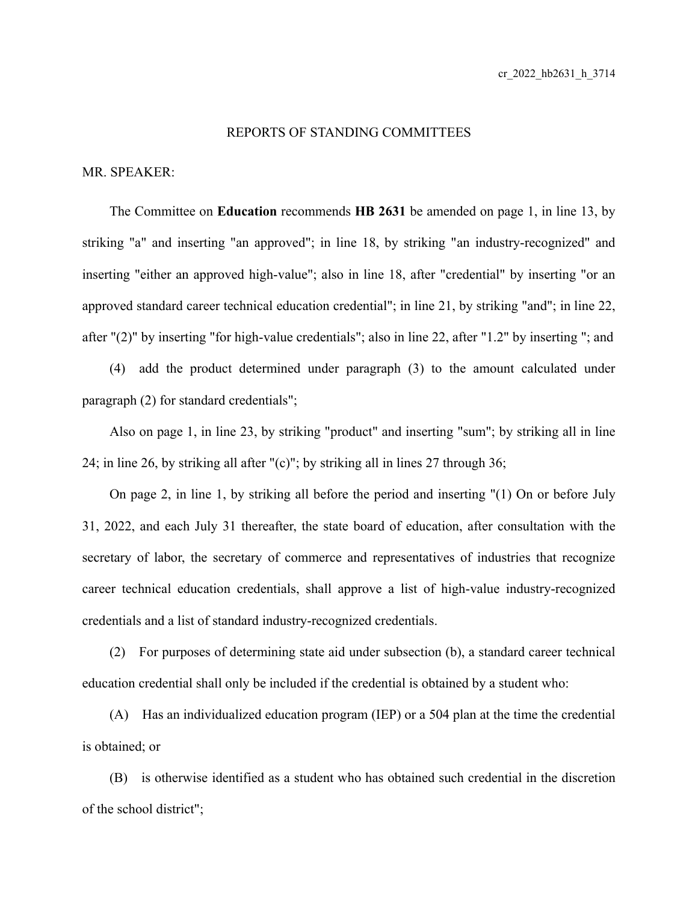REPORTS OF STANDING COMMITTEES

MR. SPEAKER:

The Committee on **Education** recommends **HB 2631** be amended on page 1, in line 13, by striking "a" and inserting "an approved"; in line 18, by striking "an industry-recognized" and inserting "either an approved high-value"; also in line 18, after "credential" by inserting "or an approved standard career technical education credential"; in line 21, by striking "and"; in line 22, after "(2)" by inserting "for high-value credentials"; also in line 22, after "1.2" by inserting "; and

(4) add the product determined under paragraph (3) to the amount calculated under paragraph (2) for standard credentials";

Also on page 1, in line 23, by striking "product" and inserting "sum"; by striking all in line 24; in line 26, by striking all after "(c)"; by striking all in lines 27 through 36;

On page 2, in line 1, by striking all before the period and inserting "(1) On or before July 31, 2022, and each July 31 thereafter, the state board of education, after consultation with the secretary of labor, the secretary of commerce and representatives of industries that recognize career technical education credentials, shall approve a list of high-value industry-recognized credentials and a list of standard industry-recognized credentials.

(2) For purposes of determining state aid under subsection (b), a standard career technical education credential shall only be included if the credential is obtained by a student who:

(A) Has an individualized education program (IEP) or a 504 plan at the time the credential is obtained; or

(B) is otherwise identified as a student who has obtained such credential in the discretion of the school district";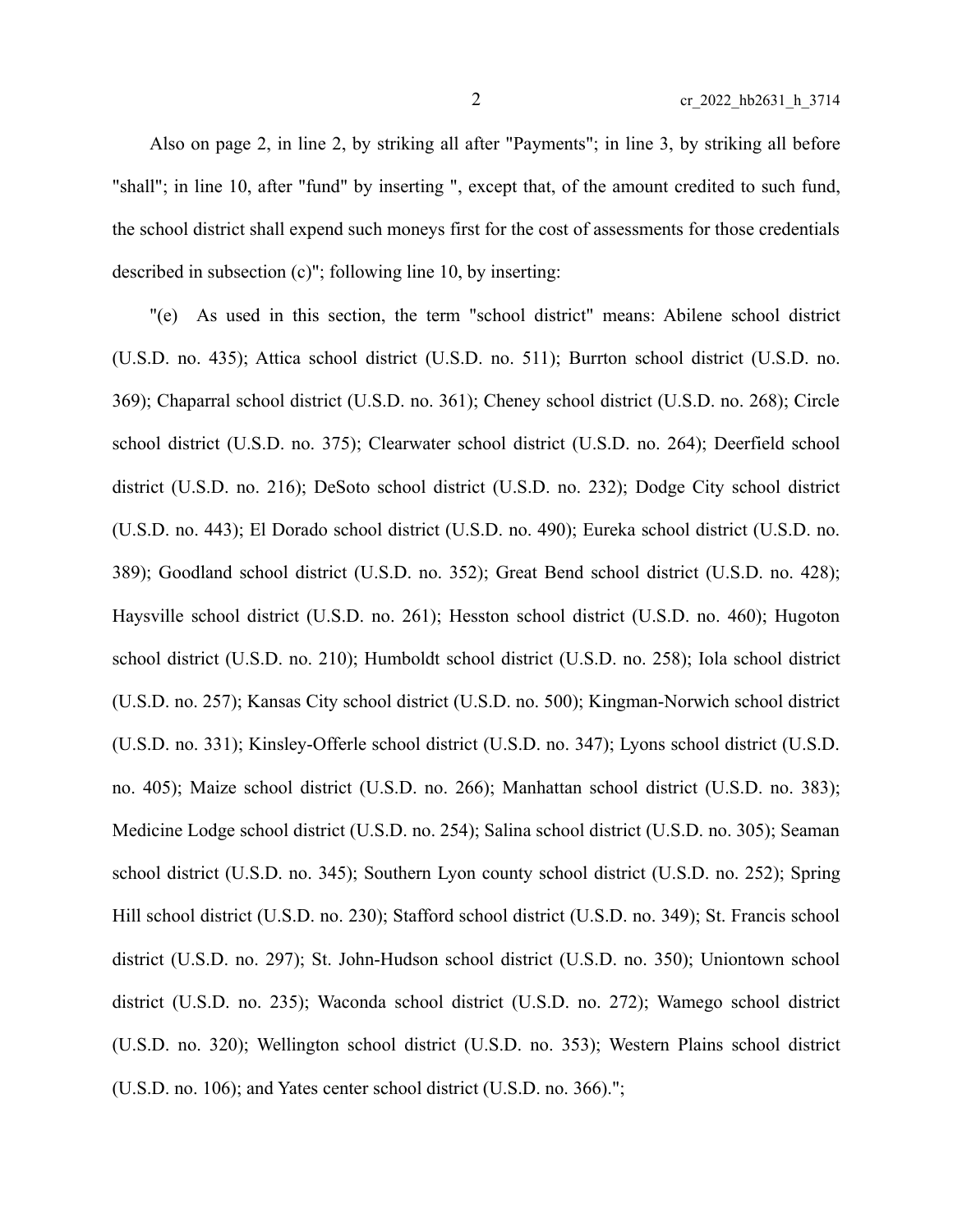Also on page 2, in line 2, by striking all after "Payments"; in line 3, by striking all before "shall"; in line 10, after "fund" by inserting ", except that, of the amount credited to such fund, the school district shall expend such moneys first for the cost of assessments for those credentials described in subsection (c)"; following line 10, by inserting:

"(e) As used in this section, the term "school district" means: Abilene school district (U.S.D. no. 435); Attica school district (U.S.D. no. 511); Burrton school district (U.S.D. no. 369); Chaparral school district (U.S.D. no. 361); Cheney school district (U.S.D. no. 268); Circle school district (U.S.D. no. 375); Clearwater school district (U.S.D. no. 264); Deerfield school district (U.S.D. no. 216); DeSoto school district (U.S.D. no. 232); Dodge City school district (U.S.D. no. 443); El Dorado school district (U.S.D. no. 490); Eureka school district (U.S.D. no. 389); Goodland school district (U.S.D. no. 352); Great Bend school district (U.S.D. no. 428); Haysville school district (U.S.D. no. 261); Hesston school district (U.S.D. no. 460); Hugoton school district (U.S.D. no. 210); Humboldt school district (U.S.D. no. 258); Iola school district (U.S.D. no. 257); Kansas City school district (U.S.D. no. 500); Kingman-Norwich school district (U.S.D. no. 331); Kinsley-Offerle school district (U.S.D. no. 347); Lyons school district (U.S.D. no. 405); Maize school district (U.S.D. no. 266); Manhattan school district (U.S.D. no. 383); Medicine Lodge school district (U.S.D. no. 254); Salina school district (U.S.D. no. 305); Seaman school district (U.S.D. no. 345); Southern Lyon county school district (U.S.D. no. 252); Spring Hill school district (U.S.D. no. 230); Stafford school district (U.S.D. no. 349); St. Francis school district (U.S.D. no. 297); St. John-Hudson school district (U.S.D. no. 350); Uniontown school district (U.S.D. no. 235); Waconda school district (U.S.D. no. 272); Wamego school district (U.S.D. no. 320); Wellington school district (U.S.D. no. 353); Western Plains school district (U.S.D. no. 106); and Yates center school district (U.S.D. no. 366).";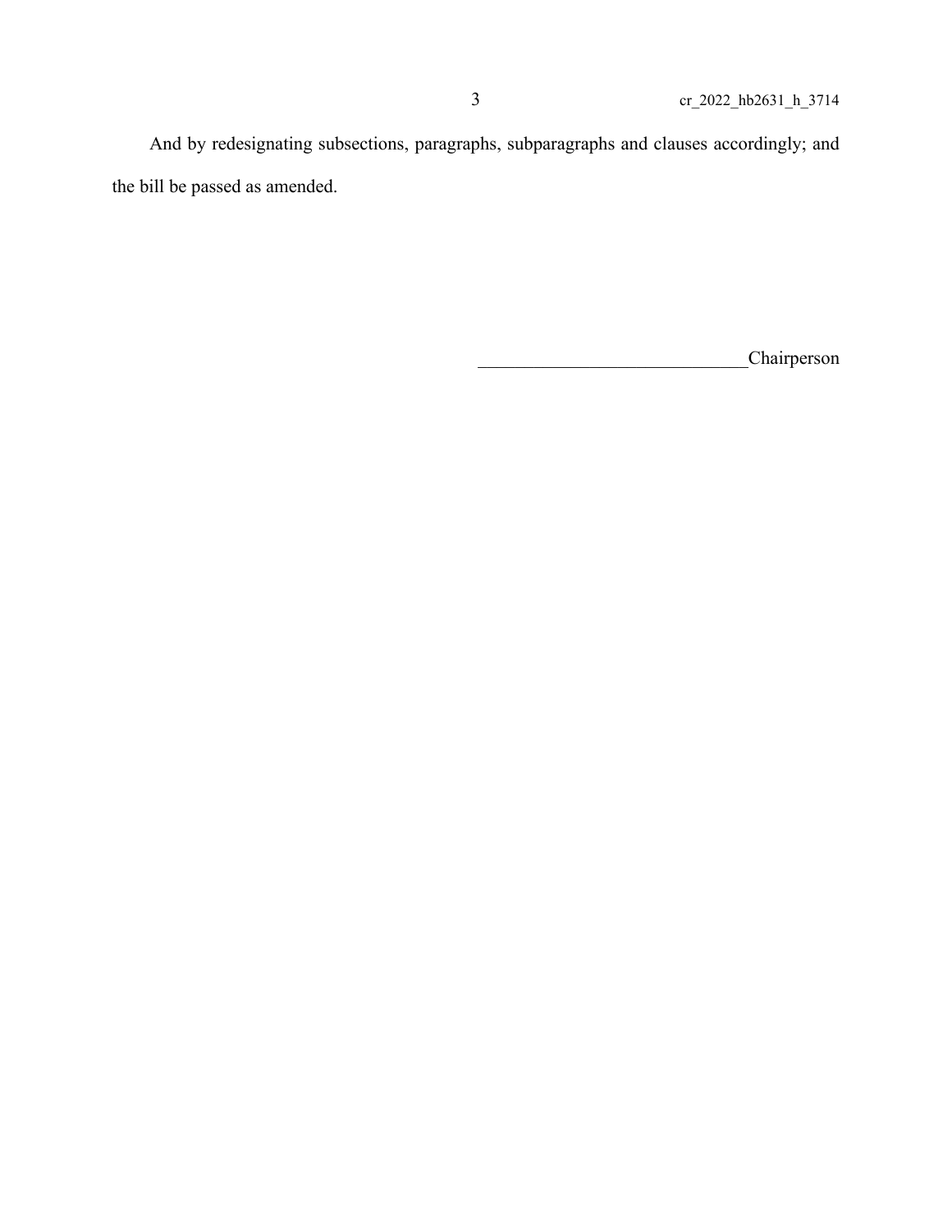And by redesignating subsections, paragraphs, subparagraphs and clauses accordingly; and the bill be passed as amended.

_____________________________Chairperson